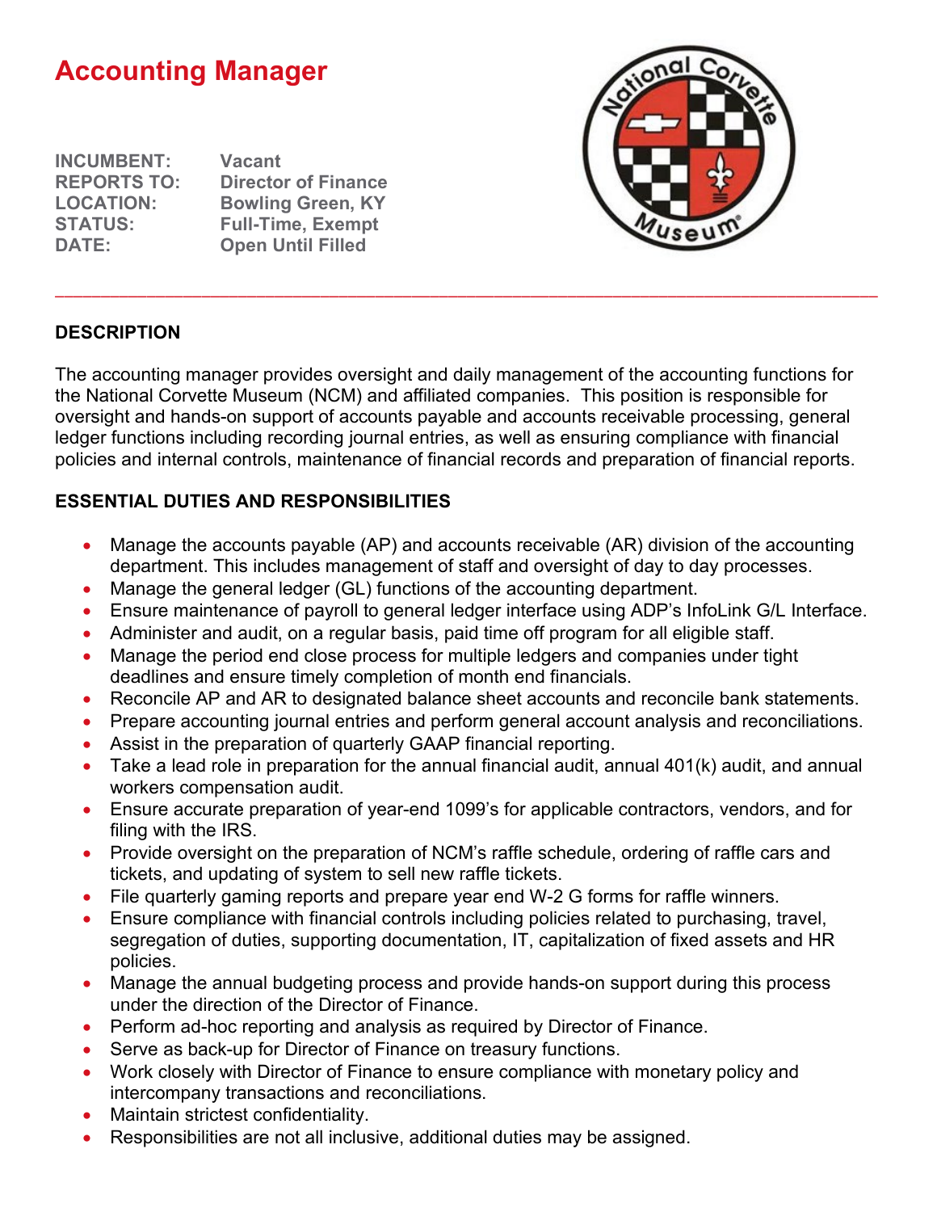# Accounting Manager

**INCUMBENT:** Vacant
**REPORTS TO:** Director of Finance
**LOCATION:** Bowling Green, KY
**STATUS:** Full-Time, Exempt
**DATE:** Open Until Filled

---

## DESCRIPTION

The accounting manager provides oversight and daily management of the accounting functions for the National Corvette Museum (NCM) and affiliated companies. This position is responsible for oversight and hands-on support of accounts payable and accounts receivable processing, general ledger functions including recording journal entries, as well as ensuring compliance with financial policies and internal controls, maintenance of financial records and preparation of financial reports.

## ESSENTIAL DUTIES AND RESPONSIBILITIES

- Manage the accounts payable (AP) and accounts receivable (AR) division of the accounting department. This includes management of staff and oversight of day to day processes.
- Manage the general ledger (GL) functions of the accounting department.
- Ensure maintenance of payroll to general ledger interface using ADP's InfoLink G/L Interface.
- Administer and audit, on a regular basis, paid time off program for all eligible staff.
- Manage the period end close process for multiple ledgers and companies under tight deadlines and ensure timely completion of month end financials.
- Reconcile AP and AR to designated balance sheet accounts and reconcile bank statements.
- Prepare accounting journal entries and perform general account analysis and reconciliations.
- Assist in the preparation of quarterly GAAP financial reporting.
- Take a lead role in preparation for the annual financial audit, annual 401(k) audit, and annual workers compensation audit.
- Ensure accurate preparation of year-end 1099's for applicable contractors, vendors, and for filing with the IRS.
- Provide oversight on the preparation of NCM's raffle schedule, ordering of raffle cars and tickets, and updating of system to sell new raffle tickets.
- File quarterly gaming reports and prepare year end W-2 G forms for raffle winners.
- Ensure compliance with financial controls including policies related to purchasing, travel, segregation of duties, supporting documentation, IT, capitalization of fixed assets and HR policies.
- Manage the annual budgeting process and provide hands-on support during this process under the direction of the Director of Finance.
- Perform ad-hoc reporting and analysis as required by Director of Finance.
- Serve as back-up for Director of Finance on treasury functions.
- Work closely with Director of Finance to ensure compliance with monetary policy and intercompany transactions and reconciliations.
- Maintain strictest confidentiality.
- Responsibilities are not all inclusive, additional duties may be assigned.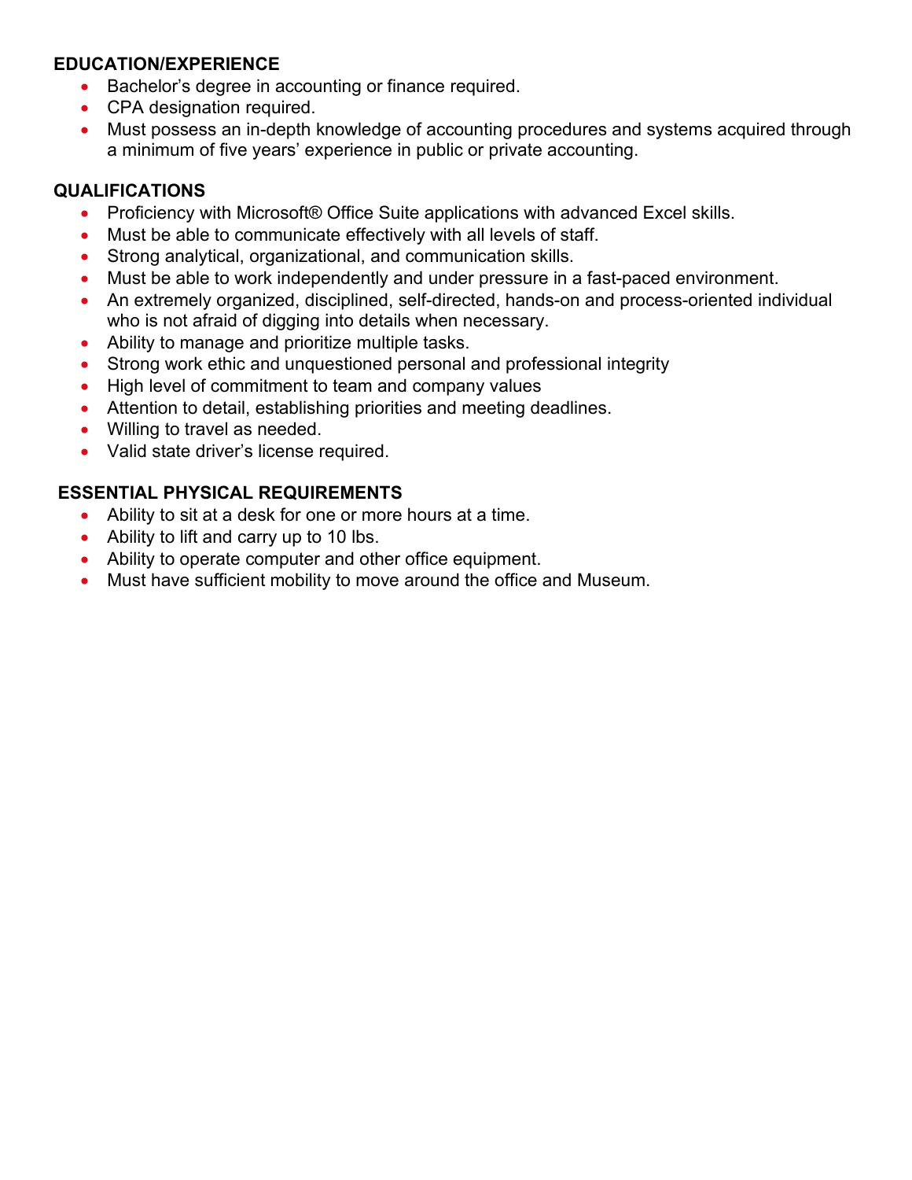**EDUCATION/EXPERIENCE**

- Bachelor's degree in accounting or finance required.
- CPA designation required.
- Must possess an in-depth knowledge of accounting procedures and systems acquired through a minimum of five years' experience in public or private accounting.

**QUALIFICATIONS**

- Proficiency with Microsoft® Office Suite applications with advanced Excel skills.
- Must be able to communicate effectively with all levels of staff.
- Strong analytical, organizational, and communication skills.
- Must be able to work independently and under pressure in a fast-paced environment.
- An extremely organized, disciplined, self-directed, hands-on and process-oriented individual who is not afraid of digging into details when necessary.
- Ability to manage and prioritize multiple tasks.
- Strong work ethic and unquestioned personal and professional integrity
- High level of commitment to team and company values
- Attention to detail, establishing priorities and meeting deadlines.
- Willing to travel as needed.
- Valid state driver's license required.

**ESSENTIAL PHYSICAL REQUIREMENTS**

- Ability to sit at a desk for one or more hours at a time.
- Ability to lift and carry up to 10 lbs.
- Ability to operate computer and other office equipment.
- Must have sufficient mobility to move around the office and Museum.